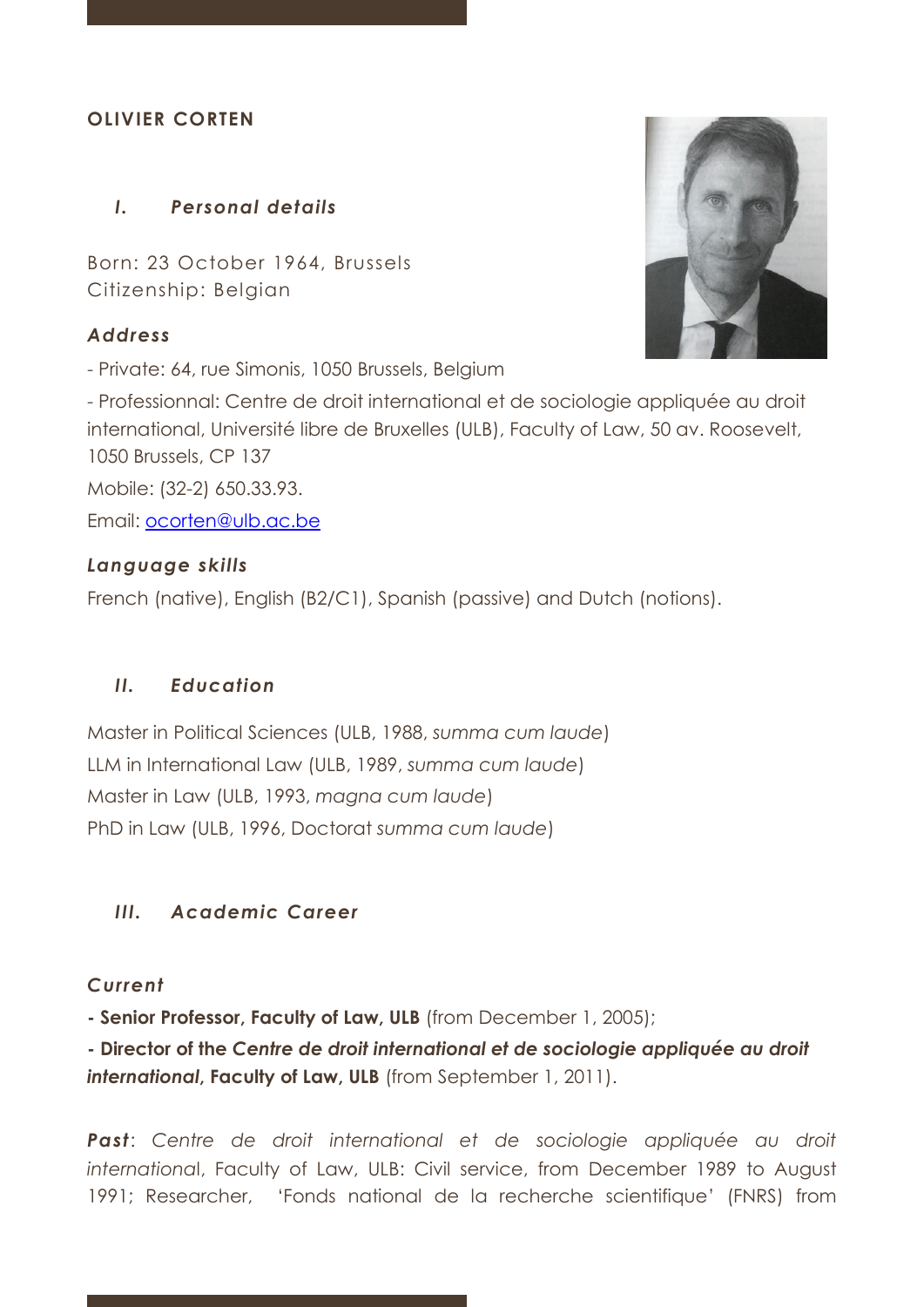# OLIVIER CORTEN

## *I. Personal details*

Born: 23 October 1964, Brussels
Citizenship: Belgian

### *Address*

- Private: 64, rue Simonis, 1050 Brussels, Belgium

- Professionnal: Centre de droit international et de sociologie appliquée au droit international, Université libre de Bruxelles (ULB), Faculty of Law, 50 av. Roosevelt, 1050 Brussels, CP 137

Mobile: (32-2) 650.33.93.

Email: ocorten@ulb.ac.be

### *Language skills*

French (native), English (B2/C1), Spanish (passive) and Dutch (notions).

## *II. Education*

Master in Political Sciences (ULB, 1988, *summa cum laude*)
LLM in International Law (ULB, 1989, *summa cum laude*)
Master in Law (ULB, 1993, *magna cum laude*)
PhD in Law (ULB, 1996, Doctorat *summa cum laude*)

## *III. Academic Career*

### *Current*

**- Senior Professor, Faculty of Law, ULB** (from December 1, 2005);

**- Director of the *Centre de droit international et de sociologie appliquée au droit international*, Faculty of Law, ULB** (from September 1, 2011).

***Past***: *Centre de droit international et de sociologie appliquée au droit internationa*l, Faculty of Law, ULB: Civil service, from December 1989 to August 1991; Researcher, 'Fonds national de la recherche scientifique' (FNRS) from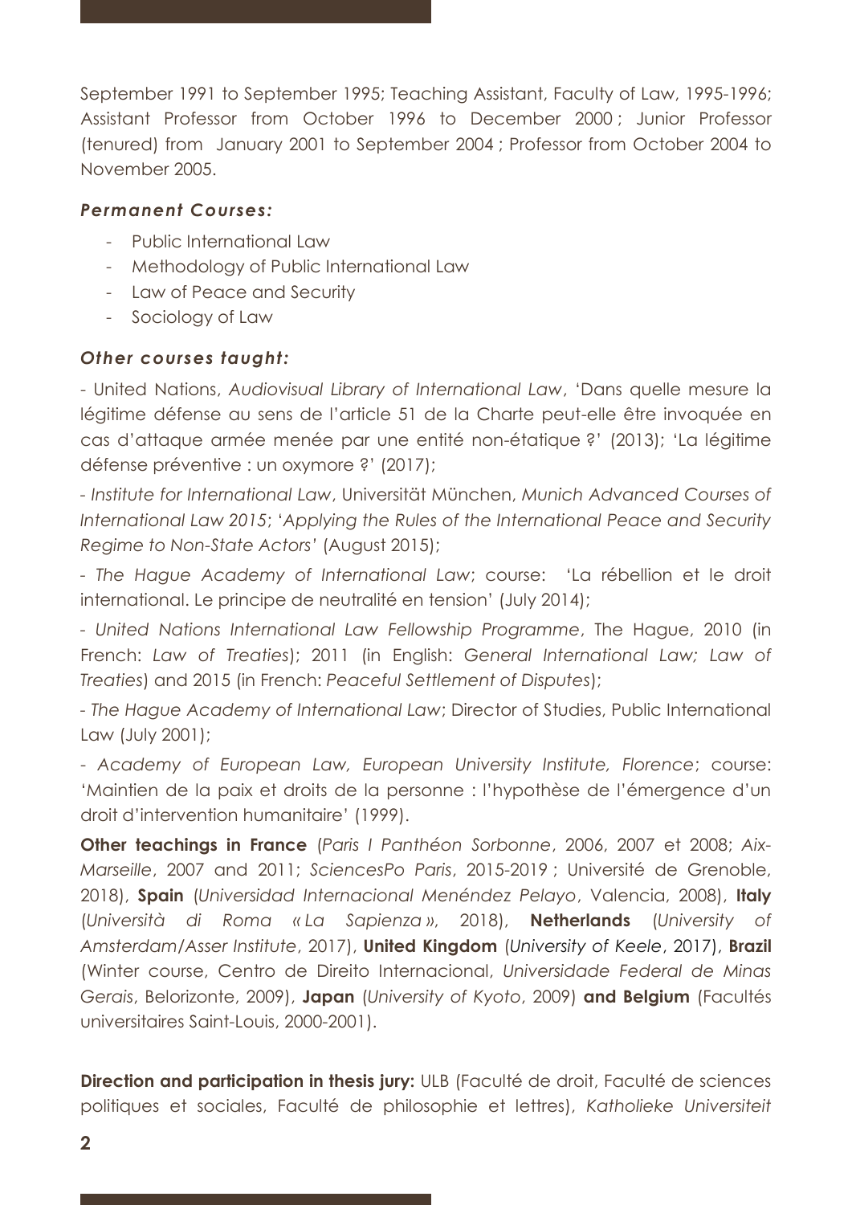September 1991 to September 1995; Teaching Assistant, Faculty of Law, 1995-1996; Assistant Professor from October 1996 to December 2000 ; Junior Professor (tenured) from January 2001 to September 2004 ; Professor from October 2004 to November 2005.

***Permanent Courses:***

- Public International Law
- Methodology of Public International Law
- Law of Peace and Security
- Sociology of Law

***Other courses taught:***

- United Nations, *Audiovisual Library of International Law*, 'Dans quelle mesure la légitime défense au sens de l'article 51 de la Charte peut-elle être invoquée en cas d'attaque armée menée par une entité non-étatique ?' (2013); 'La légitime défense préventive : un oxymore ?' (2017);

- *Institute for International Law*, Universität München, *Munich Advanced Courses of International Law 2015*; '*Applying the Rules of the International Peace and Security Regime to Non-State Actors*' (August 2015);

- *The Hague Academy of International Law*; course: 'La rébellion et le droit international. Le principe de neutralité en tension' (July 2014);

- *United Nations International Law Fellowship Programme*, The Hague, 2010 (in French: *Law of Treaties*); 2011 (in English: *General International Law; Law of Treaties*) and 2015 (in French: *Peaceful Settlement of Disputes*);

- *The Hague Academy of International Law*; Director of Studies, Public International Law (July 2001);

- *Academy of European Law, European University Institute, Florence*; course: 'Maintien de la paix et droits de la personne : l'hypothèse de l'émergence d'un droit d'intervention humanitaire' (1999).

**Other teachings in France** (*Paris I Panthéon Sorbonne*, 2006, 2007 et 2008; *Aix-Marseille*, 2007 and 2011; *SciencesPo Paris*, 2015-2019 ; Université de Grenoble, 2018), **Spain** (*Universidad Internacional Menéndez Pelayo*, Valencia, 2008), **Italy** (*Università di Roma « La Sapienza »,* 2018), **Netherlands** (*University of Amsterdam/Asser Institute*, 2017), **United Kingdom** (*University of Keele*, 2017), **Brazil** (Winter course, Centro de Direito Internacional, *Universidade Federal de Minas Gerais*, Belorizonte, 2009), **Japan** (*University of Kyoto*, 2009) **and Belgium** (Facultés universitaires Saint-Louis, 2000-2001).

**Direction and participation in thesis jury:** ULB (Faculté de droit, Faculté de sciences politiques et sociales, Faculté de philosophie et lettres), *Katholieke Universiteit*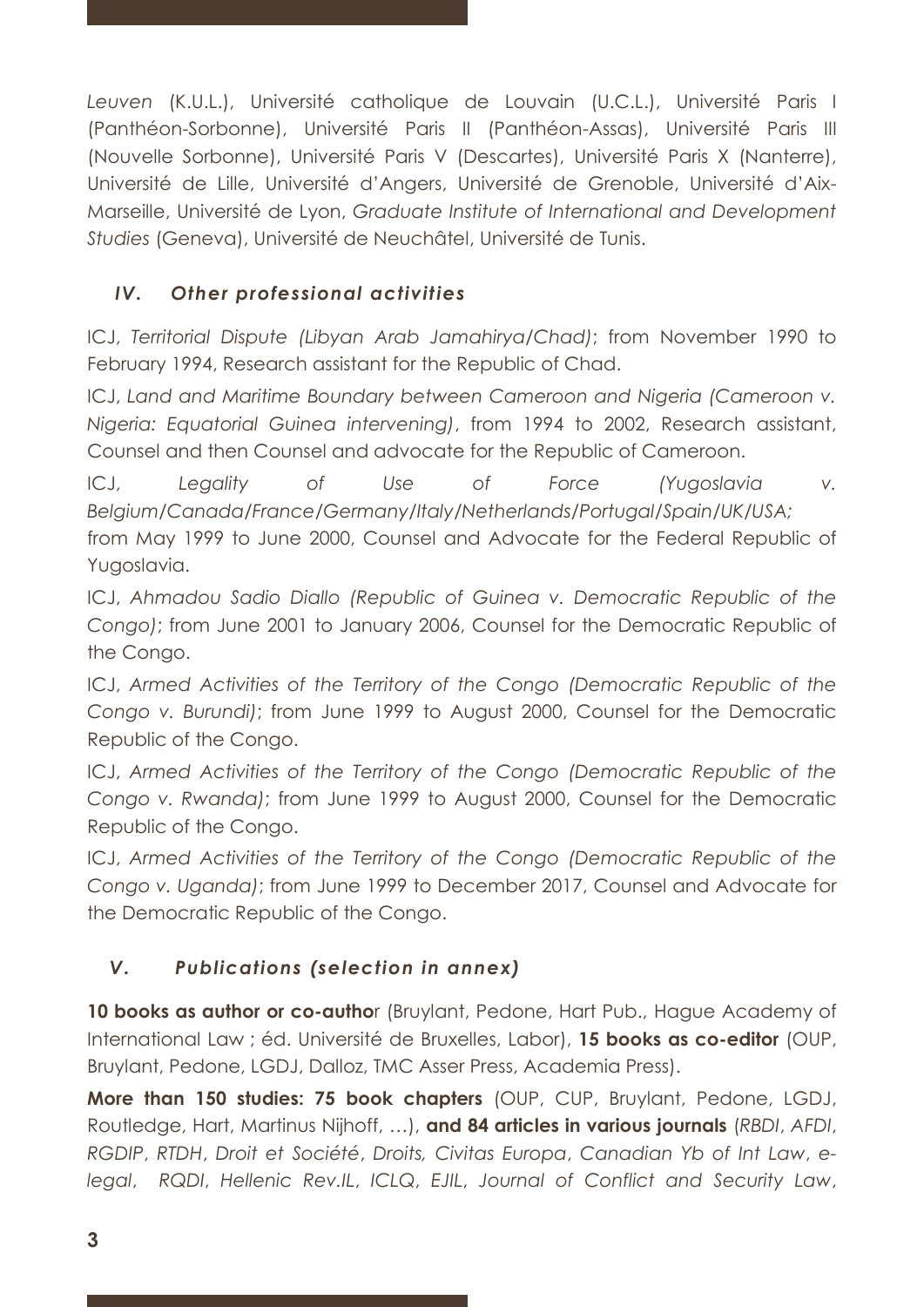*Leuven* (K.U.L.), Université catholique de Louvain (U.C.L.), Université Paris I (Panthéon-Sorbonne), Université Paris II (Panthéon-Assas), Université Paris III (Nouvelle Sorbonne), Université Paris V (Descartes), Université Paris X (Nanterre), Université de Lille, Université d'Angers, Université de Grenoble, Université d'Aix-Marseille, Université de Lyon, *Graduate Institute of International and Development Studies* (Geneva), Université de Neuchâtel, Université de Tunis.

## *IV. Other professional activities*

ICJ, *Territorial Dispute (Libyan Arab Jamahirya/Chad)*; from November 1990 to February 1994, Research assistant for the Republic of Chad.

ICJ, *Land and Maritime Boundary between Cameroon and Nigeria (Cameroon v. Nigeria: Equatorial Guinea intervening)*, from 1994 to 2002, Research assistant, Counsel and then Counsel and advocate for the Republic of Cameroon.

ICJ, *Legality of Use of Force (Yugoslavia v. Belgium/Canada/France/Germany/Italy/Netherlands/Portugal/Spain/UK/USA;* from May 1999 to June 2000, Counsel and Advocate for the Federal Republic of Yugoslavia.

ICJ, *Ahmadou Sadio Diallo (Republic of Guinea v. Democratic Republic of the Congo)*; from June 2001 to January 2006, Counsel for the Democratic Republic of the Congo.

ICJ, *Armed Activities of the Territory of the Congo (Democratic Republic of the Congo v. Burundi)*; from June 1999 to August 2000, Counsel for the Democratic Republic of the Congo.

ICJ, *Armed Activities of the Territory of the Congo (Democratic Republic of the Congo v. Rwanda)*; from June 1999 to August 2000, Counsel for the Democratic Republic of the Congo.

ICJ, *Armed Activities of the Territory of the Congo (Democratic Republic of the Congo v. Uganda)*; from June 1999 to December 2017, Counsel and Advocate for the Democratic Republic of the Congo.

## *V. Publications (selection in annex)*

**10 books as author or co-autho**r (Bruylant, Pedone, Hart Pub., Hague Academy of International Law ; éd. Université de Bruxelles, Labor), **15 books as co-editor** (OUP, Bruylant, Pedone, LGDJ, Dalloz, TMC Asser Press, Academia Press).

**More than 150 studies: 75 book chapters** (OUP, CUP, Bruylant, Pedone, LGDJ, Routledge, Hart, Martinus Nijhoff, …), **and 84 articles in various journals** (*RBDI*, *AFDI*, *RGDIP*, *RTDH*, *Droit et Société*, *Droits, Civitas Europa*, *Canadian Yb of Int Law*, *e-legal*, *RQDI*, *Hellenic Rev.IL*, *ICLQ*, *EJIL*, *Journal of Conflict and Security Law*,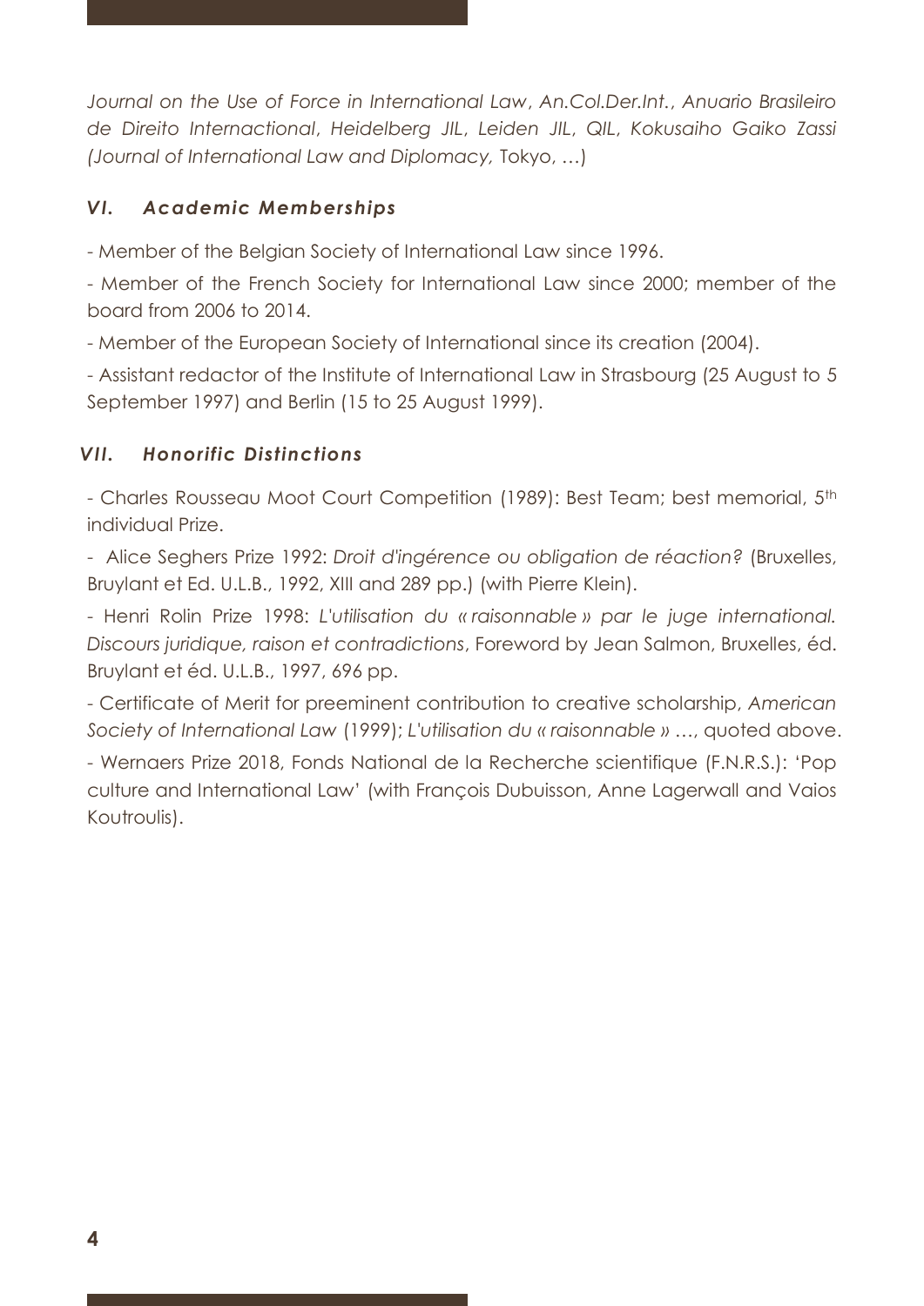*Journal on the Use of Force in International Law*, *An.Col.Der.Int.*, *Anuario Brasileiro de Direito Internactional*, *Heidelberg JIL*, *Leiden JIL*, *QIL*, *Kokusaiho Gaiko Zassi (Journal of International Law and Diplomacy,* Tokyo, …)

### *VI. Academic Memberships*

- Member of the Belgian Society of International Law since 1996.

- Member of the French Society for International Law since 2000; member of the board from 2006 to 2014.

- Member of the European Society of International since its creation (2004).

- Assistant redactor of the Institute of International Law in Strasbourg (25 August to 5 September 1997) and Berlin (15 to 25 August 1999).

### *VII. Honorific Distinctions*

- Charles Rousseau Moot Court Competition (1989): Best Team; best memorial, 5th individual Prize.

- Alice Seghers Prize 1992: *Droit d'ingérence ou obligation de réaction?* (Bruxelles, Bruylant et Ed. U.L.B., 1992, XIII and 289 pp.) (with Pierre Klein).

- Henri Rolin Prize 1998: *L'utilisation du « raisonnable » par le juge international. Discours juridique, raison et contradictions*, Foreword by Jean Salmon, Bruxelles, éd. Bruylant et éd. U.L.B., 1997, 696 pp.

- Certificate of Merit for preeminent contribution to creative scholarship, *American Society of International Law* (1999); *L'utilisation du « raisonnable »* …, quoted above.

- Wernaers Prize 2018, Fonds National de la Recherche scientifique (F.N.R.S.): 'Pop culture and International Law' (with François Dubuisson, Anne Lagerwall and Vaios Koutroulis).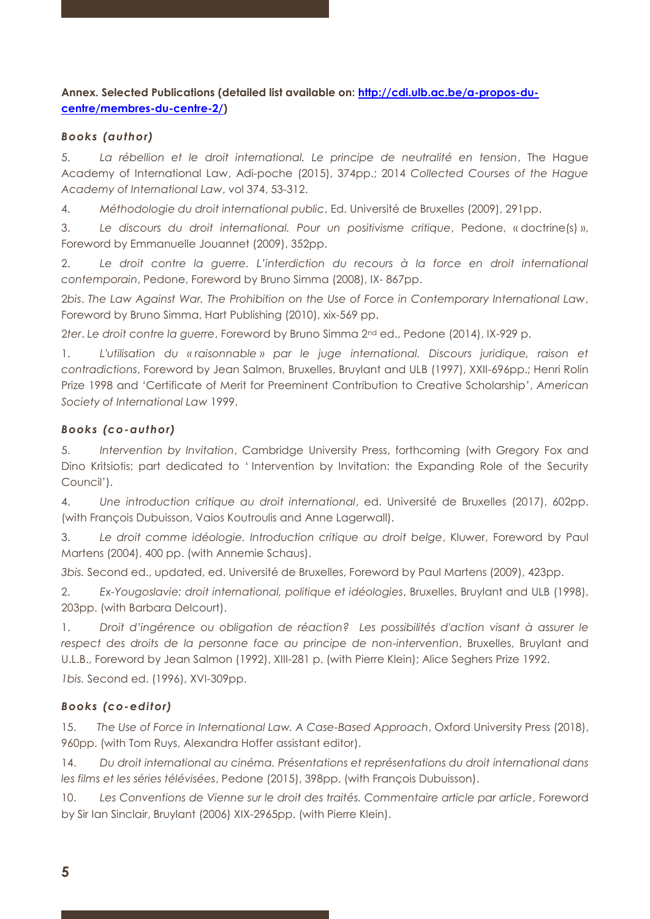**Annex. Selected Publications (detailed list available on: [http://cdi.ulb.ac.be/a-propos-du-centre/membres-du-centre-2/](http://cdi.ulb.ac.be/a-propos-du-centre/membres-du-centre-2/))**

***Books (author)***

5. *La rébellion et le droit international. Le principe de neutralité en tension*, The Hague Academy of International Law, Adi-poche (2015), 374pp.; 2014 *Collected Courses of the Hague Academy of International Law*, vol 374, 53-312.

4. *Méthodologie du droit international public*, Ed. Université de Bruxelles (2009), 291pp.

3. *Le discours du droit international. Pour un positivisme critique*, Pedone, « doctrine(s) », Foreword by Emmanuelle Jouannet (2009), 352pp.

2. *Le droit contre la guerre. L'interdiction du recours à la force en droit international contemporain*, Pedone, Foreword by Bruno Simma (2008), IX- 867pp.

2bis. *The Law Against War. The Prohibition on the Use of Force in Contemporary International Law*, Foreword by Bruno Simma, Hart Publishing (2010), xix-569 pp.

2ter. *Le droit contre la guerre*, Foreword by Bruno Simma 2nd ed., Pedone (2014), IX-929 p.

1. *L'utilisation du « raisonnable » par le juge international. Discours juridique, raison et contradictions*, Foreword by Jean Salmon, Bruxelles, Bruylant and ULB (1997), XXII-696pp.; Henri Rolin Prize 1998 and 'Certificate of Merit for Preeminent Contribution to Creative Scholarship', *American Society of International Law* 1999.

***Books (co-author)***

5. *Intervention by Invitation*, Cambridge University Press, forthcoming (with Gregory Fox and Dino Kritsiotis; part dedicated to ' Intervention by Invitation: the Expanding Role of the Security Council').

4. *Une introduction critique au droit international*, ed. Université de Bruxelles (2017), 602pp. (with François Dubuisson, Vaios Koutroulis and Anne Lagerwall).

3. *Le droit comme idéologie. Introduction critique au droit belge*, Kluwer, Foreword by Paul Martens (2004), 400 pp. (with Annemie Schaus).

*3bis.* Second ed., updated, ed. Université de Bruxelles, Foreword by Paul Martens (2009), 423pp.

2. *Ex-Yougoslavie: droit international, politique et idéologies*, Bruxelles, Bruylant and ULB (1998), 203pp. (with Barbara Delcourt).

1. *Droit d'ingérence ou obligation de réaction? Les possibilités d'action visant à assurer le respect des droits de la personne face au principe de non-intervention*, Bruxelles, Bruylant and U.L.B., Foreword by Jean Salmon (1992), XIII-281 p. (with Pierre Klein); Alice Seghers Prize 1992.

*1bis.* Second ed. (1996), XVI-309pp.

***Books (co-editor)***

15. *The Use of Force in International Law. A Case-Based Approach*, Oxford University Press (2018), 960pp. (with Tom Ruys, Alexandra Hoffer assistant editor).

14. *Du droit international au cinéma. Présentations et représentations du droit international dans les films et les séries télévisées*, Pedone (2015), 398pp. (with François Dubuisson).

10. *Les Conventions de Vienne sur le droit des traités. Commentaire article par article*, Foreword by Sir Ian Sinclair, Bruylant (2006) XIX-2965pp. (with Pierre Klein).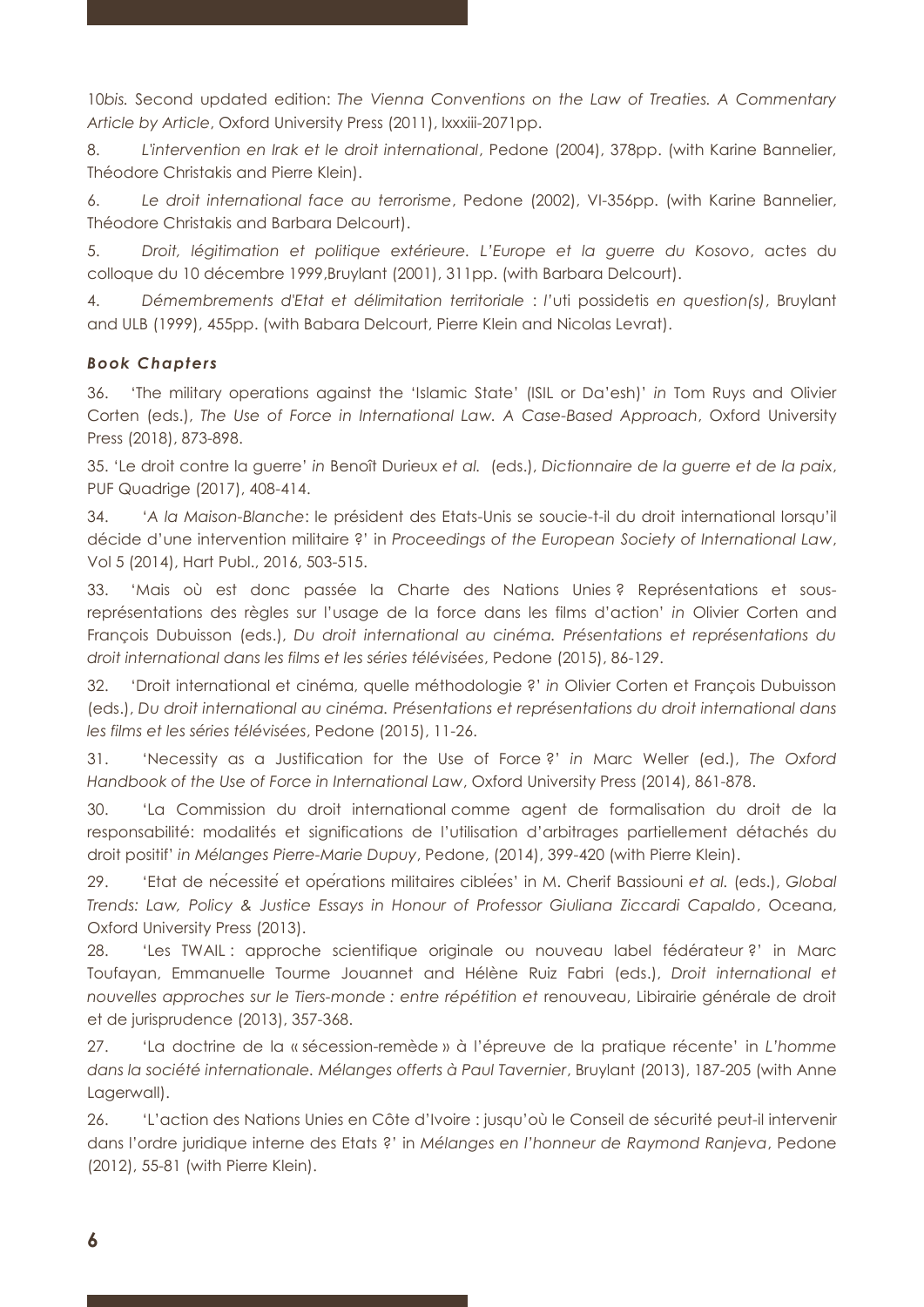10*bis.* Second updated edition: *The Vienna Conventions on the Law of Treaties. A Commentary Article by Article*, Oxford University Press (2011), lxxxiii-2071pp.

8. *L'intervention en Irak et le droit international*, Pedone (2004), 378pp. (with Karine Bannelier, Théodore Christakis and Pierre Klein).

6. *Le droit international face au terrorisme*, Pedone (2002), VI-356pp. (with Karine Bannelier, Théodore Christakis and Barbara Delcourt).

5. *Droit, légitimation et politique extérieure. L'Europe et la guerre du Kosovo*, actes du colloque du 10 décembre 1999,Bruylant (2001), 311pp. (with Barbara Delcourt).

4. *Démembrements d'Etat et délimitation territoriale : l'*uti possidetis *en question(s)*, Bruylant and ULB (1999), 455pp. (with Babara Delcourt, Pierre Klein and Nicolas Levrat).

### *Book Chapters*

36. 'The military operations against the 'Islamic State' (ISIL or Da'esh)' *in* Tom Ruys and Olivier Corten (eds.), *The Use of Force in International Law. A Case-Based Approach*, Oxford University Press (2018), 873-898.

35. 'Le droit contre la guerre' *in* Benoît Durieux *et al.* (eds.), *Dictionnaire de la guerre et de la paix*, PUF Quadrige (2017), 408-414.

34. '*A la Maison-Blanche*: le président des Etats-Unis se soucie-t-il du droit international lorsqu'il décide d'une intervention militaire ?' in *Proceedings of the European Society of International Law*, Vol 5 (2014), Hart Publ., 2016, 503-515.

33. 'Mais où est donc passée la Charte des Nations Unies ? Représentations et sous-représentations des règles sur l'usage de la force dans les films d'action' *in* Olivier Corten and François Dubuisson (eds.), *Du droit international au cinéma. Présentations et représentations du droit international dans les films et les séries télévisées*, Pedone (2015), 86-129.

32. 'Droit international et cinéma, quelle méthodologie ?' *in* Olivier Corten et François Dubuisson (eds.), *Du droit international au cinéma. Présentations et représentations du droit international dans les films et les séries télévisées*, Pedone (2015), 11-26.

31. 'Necessity as a Justification for the Use of Force ?' *in* Marc Weller (ed.), *The Oxford Handbook of the Use of Force in International Law*, Oxford University Press (2014), 861-878.

30. 'La Commission du droit international comme agent de formalisation du droit de la responsabilité: modalités et significations de l'utilisation d'arbitrages partiellement détachés du droit positif' *in Mélanges Pierre-Marie Dupuy*, Pedone, (2014), 399-420 (with Pierre Klein).

29. 'Etat de nécessité et opérations militaires ciblées' in M. Cherif Bassiouni *et al.* (eds.), *Global Trends: Law, Policy & Justice Essays in Honour of Professor Giuliana Ziccardi Capaldo*, Oceana, Oxford University Press (2013).

28. 'Les TWAIL : approche scientifique originale ou nouveau label fédérateur ?' in Marc Toufayan, Emmanuelle Tourme Jouannet and Hélène Ruiz Fabri (eds.), *Droit international et nouvelles approches sur le Tiers-monde : entre répétition et* renouveau, Libirairie générale de droit et de jurisprudence (2013), 357-368.

27. 'La doctrine de la « sécession-remède » à l'épreuve de la pratique récente' in *L'homme dans la société internationale. Mélanges offerts à Paul Tavernier*, Bruylant (2013), 187-205 (with Anne Lagerwall).

26. 'L'action des Nations Unies en Côte d'Ivoire : jusqu'où le Conseil de sécurité peut-il intervenir dans l'ordre juridique interne des Etats ?' in *Mélanges en l'honneur de Raymond Ranjeva*, Pedone (2012), 55-81 (with Pierre Klein).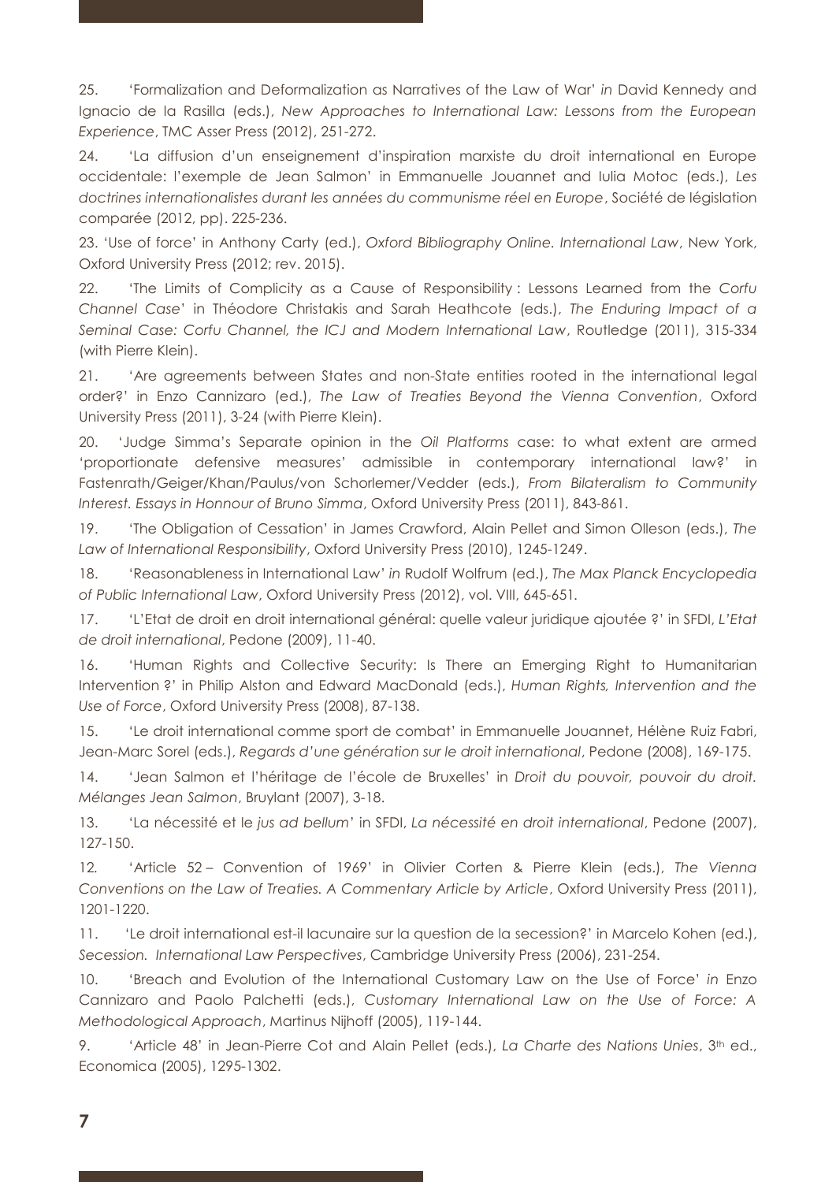25. 'Formalization and Deformalization as Narratives of the Law of War' *in* David Kennedy and Ignacio de la Rasilla (eds.), *New Approaches to International Law: Lessons from the European Experience*, TMC Asser Press (2012), 251-272.

24. 'La diffusion d'un enseignement d'inspiration marxiste du droit international en Europe occidentale: l'exemple de Jean Salmon' in Emmanuelle Jouannet and Iulia Motoc (eds.), *Les doctrines internationalistes durant les années du communisme réel en Europe*, Société de législation comparée (2012, pp). 225-236.

23. 'Use of force' in Anthony Carty (ed.), *Oxford Bibliography Online. International Law*, New York, Oxford University Press (2012; rev. 2015).

22. 'The Limits of Complicity as a Cause of Responsibility : Lessons Learned from the *Corfu Channel Case*' in Théodore Christakis and Sarah Heathcote (eds.), *The Enduring Impact of a Seminal Case: Corfu Channel, the ICJ and Modern International Law*, Routledge (2011), 315-334 (with Pierre Klein).

21. 'Are agreements between States and non-State entities rooted in the international legal order?' in Enzo Cannizaro (ed.), *The Law of Treaties Beyond the Vienna Convention*, Oxford University Press (2011), 3-24 (with Pierre Klein).

20. 'Judge Simma's Separate opinion in the *Oil Platforms* case: to what extent are armed 'proportionate defensive measures' admissible in contemporary international law?' in Fastenrath/Geiger/Khan/Paulus/von Schorlemer/Vedder (eds.), *From Bilateralism to Community Interest. Essays in Honnour of Bruno Simma*, Oxford University Press (2011), 843-861.

19. 'The Obligation of Cessation' in James Crawford, Alain Pellet and Simon Olleson (eds.), *The Law of International Responsibility*, Oxford University Press (2010), 1245-1249.

18. 'Reasonableness in International Law' *in* Rudolf Wolfrum (ed.), *The Max Planck Encyclopedia of Public International Law*, Oxford University Press (2012), vol. VIII, 645-651.

17. 'L'Etat de droit en droit international général: quelle valeur juridique ajoutée ?' in SFDI, *L'Etat de droit international*, Pedone (2009), 11-40.

16. 'Human Rights and Collective Security: Is There an Emerging Right to Humanitarian Intervention ?' in Philip Alston and Edward MacDonald (eds.), *Human Rights, Intervention and the Use of Force*, Oxford University Press (2008), 87-138.

15. 'Le droit international comme sport de combat' in Emmanuelle Jouannet, Hélène Ruiz Fabri, Jean-Marc Sorel (eds.), *Regards d'une génération sur le droit international*, Pedone (2008), 169-175.

14. 'Jean Salmon et l'héritage de l'école de Bruxelles' in *Droit du pouvoir, pouvoir du droit. Mélanges Jean Salmon*, Bruylant (2007), 3-18.

13. 'La nécessité et le *jus ad bellum*' in SFDI, *La nécessité en droit international*, Pedone (2007), 127-150.

12. 'Article 52 – Convention of 1969' in Olivier Corten & Pierre Klein (eds.), *The Vienna Conventions on the Law of Treaties. A Commentary Article by Article*, Oxford University Press (2011), 1201-1220.

11. 'Le droit international est-il lacunaire sur la question de la secession?' in Marcelo Kohen (ed.), *Secession. International Law Perspectives*, Cambridge University Press (2006), 231-254.

10. 'Breach and Evolution of the International Customary Law on the Use of Force' *in* Enzo Cannizaro and Paolo Palchetti (eds.), *Customary International Law on the Use of Force: A Methodological Approach*, Martinus Nijhoff (2005), 119-144.

9. 'Article 48' in Jean-Pierre Cot and Alain Pellet (eds.), *La Charte des Nations Unies*, 3th ed., Economica (2005), 1295-1302.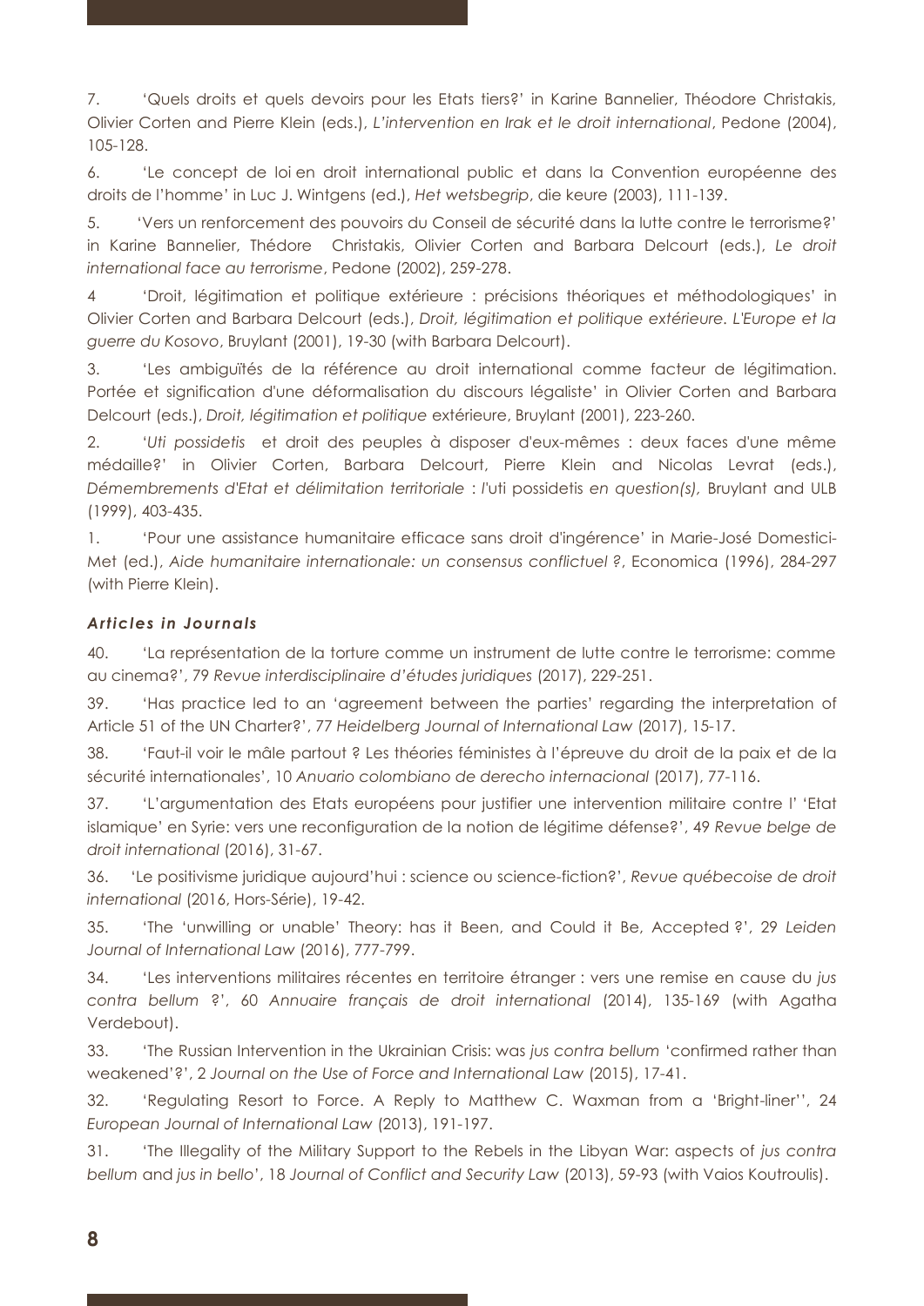7. 'Quels droits et quels devoirs pour les Etats tiers?' in Karine Bannelier, Théodore Christakis, Olivier Corten and Pierre Klein (eds.), *L'intervention en Irak et le droit international*, Pedone (2004), 105-128.

6. 'Le concept de loi en droit international public et dans la Convention européenne des droits de l'homme' in Luc J. Wintgens (ed.), *Het wetsbegrip*, die keure (2003), 111-139.

5. 'Vers un renforcement des pouvoirs du Conseil de sécurité dans la lutte contre le terrorisme?' in Karine Bannelier, Thédore Christakis, Olivier Corten and Barbara Delcourt (eds.), *Le droit international face au terrorisme*, Pedone (2002), 259-278.

4 'Droit, légitimation et politique extérieure : précisions théoriques et méthodologiques' in Olivier Corten and Barbara Delcourt (eds.), *Droit, légitimation et politique extérieure. L'Europe et la guerre du Kosovo*, Bruylant (2001), 19-30 (with Barbara Delcourt).

3. 'Les ambiguïtés de la référence au droit international comme facteur de légitimation. Portée et signification d'une déformalisation du discours légaliste' in Olivier Corten and Barbara Delcourt (eds.), *Droit, légitimation et politique* extérieure, Bruylant (2001), 223-260.

2. '*Uti possidetis* et droit des peuples à disposer d'eux-mêmes : deux faces d'une même médaille?' in Olivier Corten, Barbara Delcourt, Pierre Klein and Nicolas Levrat (eds.), *Démembrements d'Etat et délimitation territoriale : l'*uti possidetis *en question(s),* Bruylant and ULB (1999), 403-435.

1. 'Pour une assistance humanitaire efficace sans droit d'ingérence' in Marie-José Domestici-Met (ed.), *Aide humanitaire internationale: un consensus conflictuel ?*, Economica (1996), 284-297 (with Pierre Klein).

### *Articles in Journals*

40. 'La représentation de la torture comme un instrument de lutte contre le terrorisme: comme au cinema?', 79 *Revue interdisciplinaire d'études juridiques* (2017), 229-251.

39. 'Has practice led to an 'agreement between the parties' regarding the interpretation of Article 51 of the UN Charter?', 77 *Heidelberg Journal of International Law* (2017), 15-17.

38. 'Faut-il voir le mâle partout ? Les théories féministes à l'épreuve du droit de la paix et de la sécurité internationales', 10 *Anuario colombiano de derecho internacional* (2017), 77-116.

37. 'L'argumentation des Etats européens pour justifier une intervention militaire contre l' 'Etat islamique' en Syrie: vers une reconfiguration de la notion de légitime défense?', 49 *Revue belge de droit international* (2016), 31-67.

36. 'Le positivisme juridique aujourd'hui : science ou science-fiction?', *Revue québecoise de droit international* (2016, Hors-Série), 19-42.

35. 'The 'unwilling or unable' Theory: has it Been, and Could it Be, Accepted ?', 29 *Leiden Journal of International Law* (2016), 777-799.

34. 'Les interventions militaires récentes en territoire étranger : vers une remise en cause du *jus contra bellum* ?', 60 *Annuaire français de droit international* (2014), 135-169 (with Agatha Verdebout).

33. 'The Russian Intervention in the Ukrainian Crisis: was *jus contra bellum* 'confirmed rather than weakened'?', 2 *Journal on the Use of Force and International Law* (2015), 17-41.

32. 'Regulating Resort to Force. A Reply to Matthew C. Waxman from a 'Bright-liner'', 24 *European Journal of International Law* (2013), 191-197.

31. 'The Illegality of the Military Support to the Rebels in the Libyan War: aspects of *jus contra bellum* and *jus in bello*', 18 *Journal of Conflict and Security Law* (2013), 59-93 (with Vaios Koutroulis).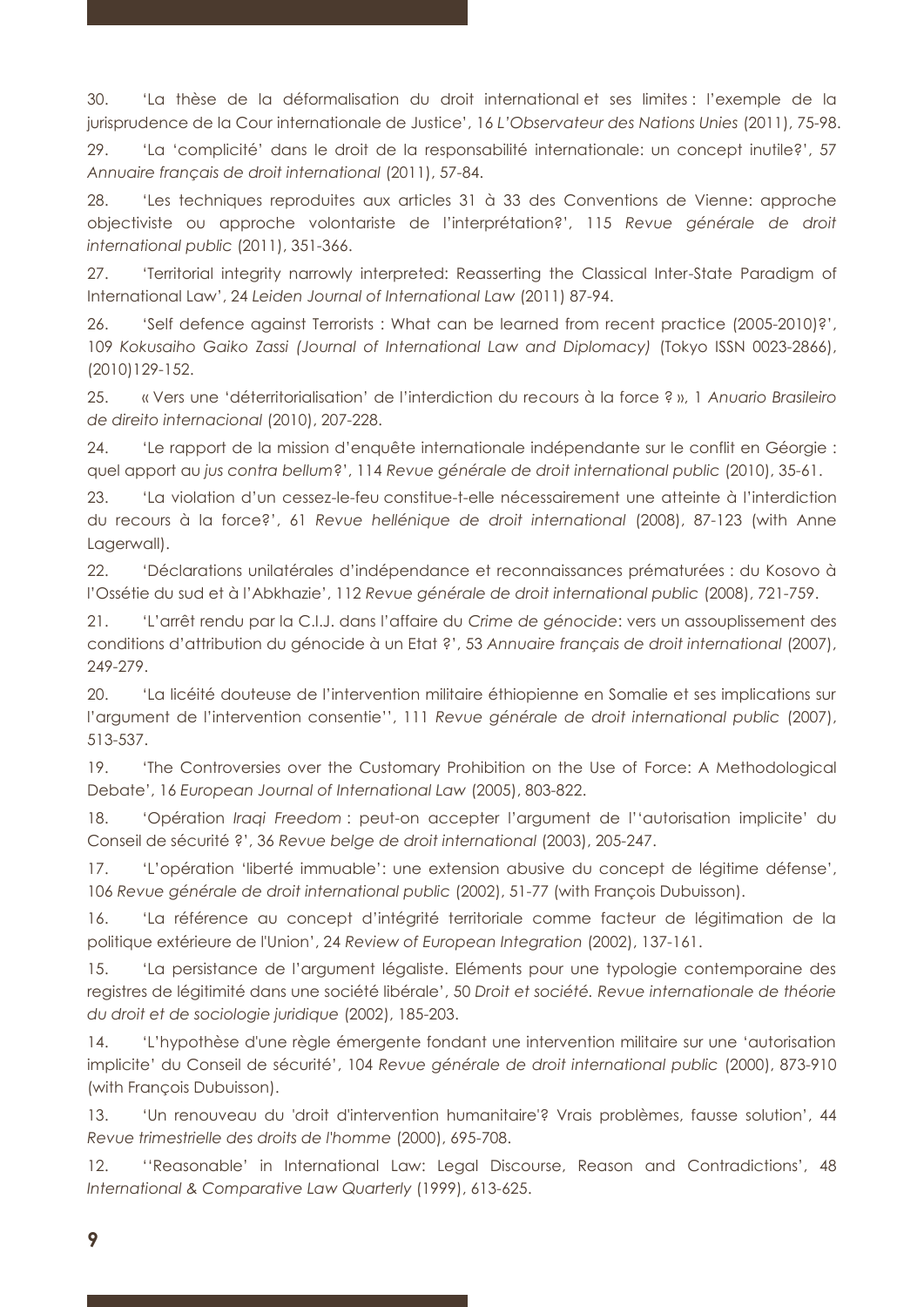30. 'La thèse de la déformalisation du droit international et ses limites : l'exemple de la jurisprudence de la Cour internationale de Justice', 16 *L'Observateur des Nations Unies* (2011), 75-98.

29. 'La 'complicité' dans le droit de la responsabilité internationale: un concept inutile?', 57 *Annuaire français de droit international* (2011), 57-84.

28. 'Les techniques reproduites aux articles 31 à 33 des Conventions de Vienne: approche objectiviste ou approche volontariste de l'interprétation?', 115 *Revue générale de droit international public* (2011), 351-366.

27. 'Territorial integrity narrowly interpreted: Reasserting the Classical Inter-State Paradigm of International Law', 24 *Leiden Journal of International Law* (2011) 87-94.

26. 'Self defence against Terrorists : What can be learned from recent practice (2005-2010)?', 109 *Kokusaiho Gaiko Zassi (Journal of International Law and Diplomacy)* (Tokyo ISSN 0023-2866), (2010)129-152.

25. « Vers une 'déterritorialisation' de l'interdiction du recours à la force ? », 1 *Anuario Brasileiro de direito internacional* (2010), 207-228.

24. 'Le rapport de la mission d'enquête internationale indépendante sur le conflit en Géorgie : quel apport au *jus contra bellum*?', 114 *Revue générale de droit international public* (2010), 35-61.

23. 'La violation d'un cessez-le-feu constitue-t-elle nécessairement une atteinte à l'interdiction du recours à la force?', 61 *Revue hellénique de droit international* (2008), 87-123 (with Anne Lagerwall).

22. 'Déclarations unilatérales d'indépendance et reconnaissances prématurées : du Kosovo à l'Ossétie du sud et à l'Abkhazie', 112 *Revue générale de droit international public* (2008), 721-759.

21. 'L'arrêt rendu par la C.I.J. dans l'affaire du *Crime de génocide*: vers un assouplissement des conditions d'attribution du génocide à un Etat ?', 53 *Annuaire français de droit international* (2007), 249-279.

20. 'La licéité douteuse de l'intervention militaire éthiopienne en Somalie et ses implications sur l'argument de l'intervention consentie'', 111 *Revue générale de droit international public* (2007), 513-537.

19. 'The Controversies over the Customary Prohibition on the Use of Force: A Methodological Debate', 16 *European Journal of International Law* (2005), 803-822.

18. 'Opération *Iraqi Freedom* : peut-on accepter l'argument de l''autorisation implicite' du Conseil de sécurité ?', 36 *Revue belge de droit international* (2003), 205-247.

17. 'L'opération 'liberté immuable': une extension abusive du concept de légitime défense', 106 *Revue générale de droit international public* (2002), 51-77 (with François Dubuisson).

16. 'La référence au concept d'intégrité territoriale comme facteur de légitimation de la politique extérieure de l'Union', 24 *Review of European Integration* (2002), 137-161.

15. 'La persistance de l'argument légaliste. Eléments pour une typologie contemporaine des registres de légitimité dans une société libérale', 50 *Droit et société. Revue internationale de théorie du droit et de sociologie juridique* (2002), 185-203.

14. 'L'hypothèse d'une règle émergente fondant une intervention militaire sur une 'autorisation implicite' du Conseil de sécurité', 104 *Revue générale de droit international public* (2000), 873-910 (with François Dubuisson).

13. 'Un renouveau du 'droit d'intervention humanitaire'? Vrais problèmes, fausse solution', 44 *Revue trimestrielle des droits de l'homme* (2000), 695-708.

12. ''Reasonable' in International Law: Legal Discourse, Reason and Contradictions', 48 *International & Comparative Law Quarterly* (1999), 613-625.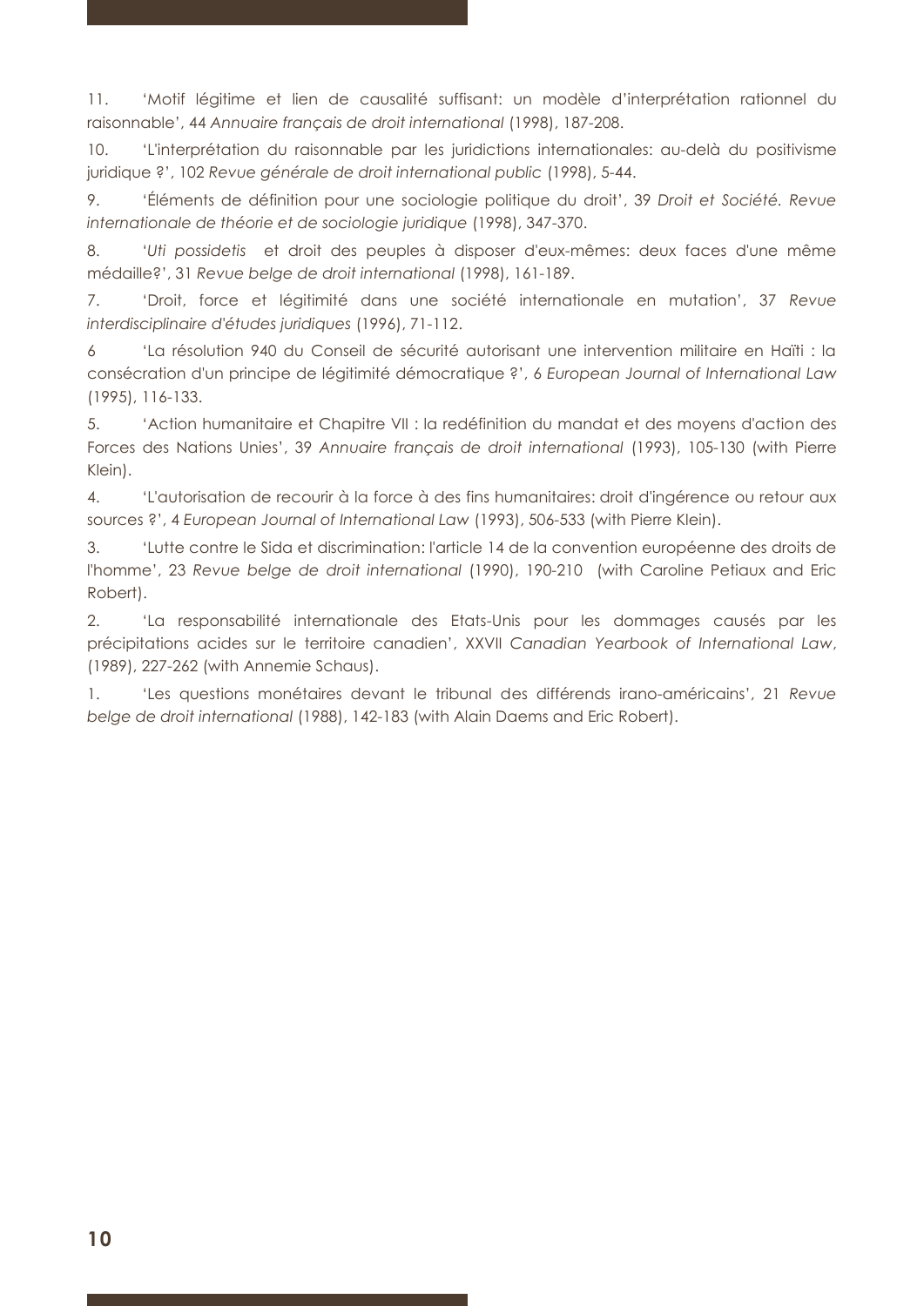11. 'Motif légitime et lien de causalité suffisant: un modèle d'interprétation rationnel du raisonnable', 44 *Annuaire français de droit international* (1998), 187-208.

10. 'L'interprétation du raisonnable par les juridictions internationales: au-delà du positivisme juridique ?', 102 *Revue générale de droit international public* (1998), 5-44.

9. 'Éléments de définition pour une sociologie politique du droit', 39 *Droit et Société. Revue internationale de théorie et de sociologie juridique* (1998), 347-370.

8. '*Uti possidetis* et droit des peuples à disposer d'eux-mêmes: deux faces d'une même médaille?', 31 *Revue belge de droit international* (1998), 161-189.

7. 'Droit, force et légitimité dans une société internationale en mutation', 37 *Revue interdisciplinaire d'études juridiques* (1996), 71-112.

6 'La résolution 940 du Conseil de sécurité autorisant une intervention militaire en Haïti : la consécration d'un principe de légitimité démocratique ?', 6 *European Journal of International Law* (1995), 116-133.

5. 'Action humanitaire et Chapitre VII : la redéfinition du mandat et des moyens d'action des Forces des Nations Unies', 39 *Annuaire français de droit international* (1993), 105-130 (with Pierre Klein).

4. 'L'autorisation de recourir à la force à des fins humanitaires: droit d'ingérence ou retour aux sources ?', 4 *European Journal of International Law* (1993), 506-533 (with Pierre Klein).

3. 'Lutte contre le Sida et discrimination: l'article 14 de la convention européenne des droits de l'homme', 23 *Revue belge de droit international* (1990), 190-210 (with Caroline Petiaux and Eric Robert).

2. 'La responsabilité internationale des Etats-Unis pour les dommages causés par les précipitations acides sur le territoire canadien', XXVII *Canadian Yearbook of International Law*, (1989), 227-262 (with Annemie Schaus).

1. 'Les questions monétaires devant le tribunal des différends irano-américains', 21 *Revue belge de droit international* (1988), 142-183 (with Alain Daems and Eric Robert).